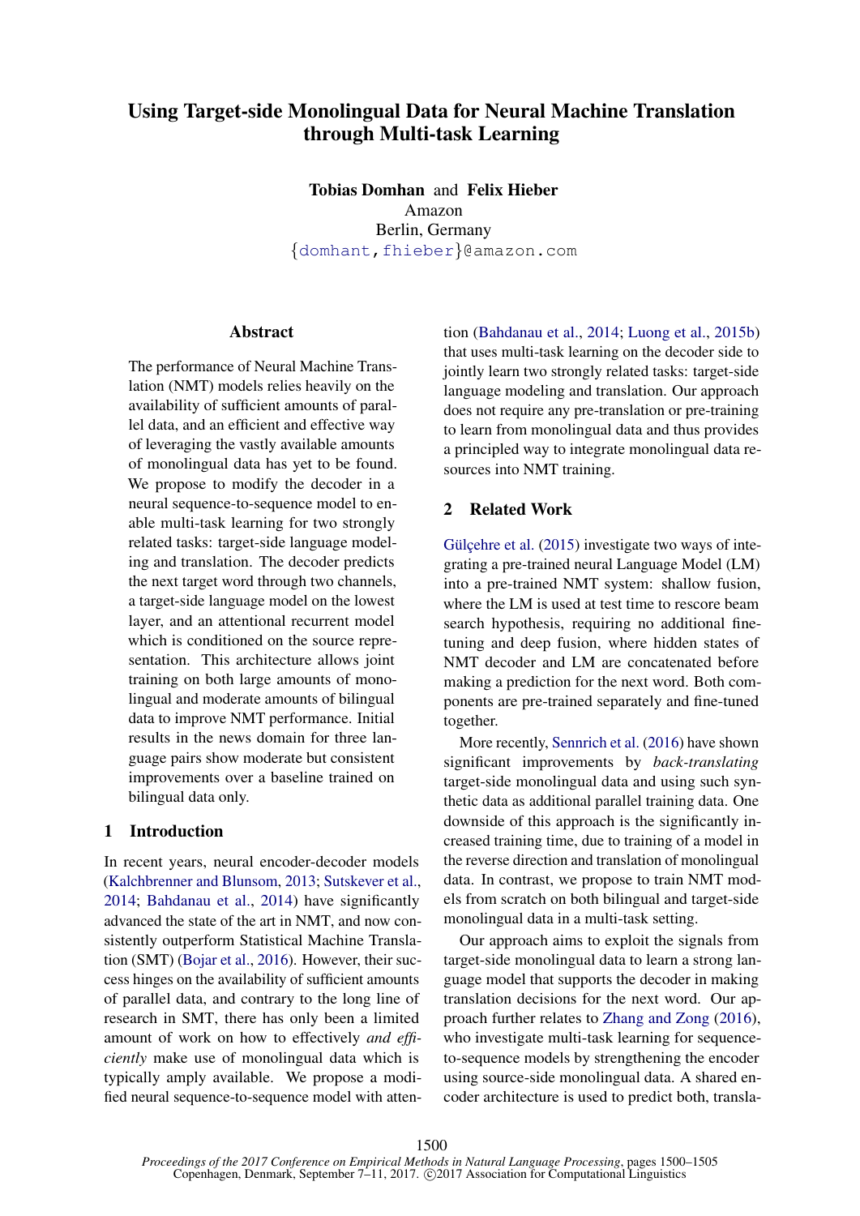# Using Target-side Monolingual Data for Neural Machine Translation through Multi-task Learning

**Tobias Domhan** and **Felix Hieber**
Amazon
Berlin, Germany
{domhant,fhieber}@amazon.com

## Abstract

The performance of Neural Machine Translation (NMT) models relies heavily on the availability of sufficient amounts of parallel data, and an efficient and effective way of leveraging the vastly available amounts of monolingual data has yet to be found. We propose to modify the decoder in a neural sequence-to-sequence model to enable multi-task learning for two strongly related tasks: target-side language modeling and translation. The decoder predicts the next target word through two channels, a target-side language model on the lowest layer, and an attentional recurrent model which is conditioned on the source representation. This architecture allows joint training on both large amounts of monolingual and moderate amounts of bilingual data to improve NMT performance. Initial results in the news domain for three language pairs show moderate but consistent improvements over a baseline trained on bilingual data only.

## 1 Introduction

In recent years, neural encoder-decoder models (Kalchbrenner and Blunsom, 2013; Sutskever et al., 2014; Bahdanau et al., 2014) have significantly advanced the state of the art in NMT, and now consistently outperform Statistical Machine Translation (SMT) (Bojar et al., 2016). However, their success hinges on the availability of sufficient amounts of parallel data, and contrary to the long line of research in SMT, there has only been a limited amount of work on how to effectively *and efficiently* make use of monolingual data which is typically amply available. We propose a modified neural sequence-to-sequence model with attention (Bahdanau et al., 2014; Luong et al., 2015b) that uses multi-task learning on the decoder side to jointly learn two strongly related tasks: target-side language modeling and translation. Our approach does not require any pre-translation or pre-training to learn from monolingual data and thus provides a principled way to integrate monolingual data resources into NMT training.

## 2 Related Work

Gülçehre et al. (2015) investigate two ways of integrating a pre-trained neural Language Model (LM) into a pre-trained NMT system: shallow fusion, where the LM is used at test time to rescore beam search hypothesis, requiring no additional fine-tuning and deep fusion, where hidden states of NMT decoder and LM are concatenated before making a prediction for the next word. Both components are pre-trained separately and fine-tuned together.

More recently, Sennrich et al. (2016) have shown significant improvements by *back-translating* target-side monolingual data and using such synthetic data as additional parallel training data. One downside of this approach is the significantly increased training time, due to training of a model in the reverse direction and translation of monolingual data. In contrast, we propose to train NMT models from scratch on both bilingual and target-side monolingual data in a multi-task setting.

Our approach aims to exploit the signals from target-side monolingual data to learn a strong language model that supports the decoder in making translation decisions for the next word. Our approach further relates to Zhang and Zong (2016), who investigate multi-task learning for sequence-to-sequence models by strengthening the encoder using source-side monolingual data. A shared encoder architecture is used to predict both, transla-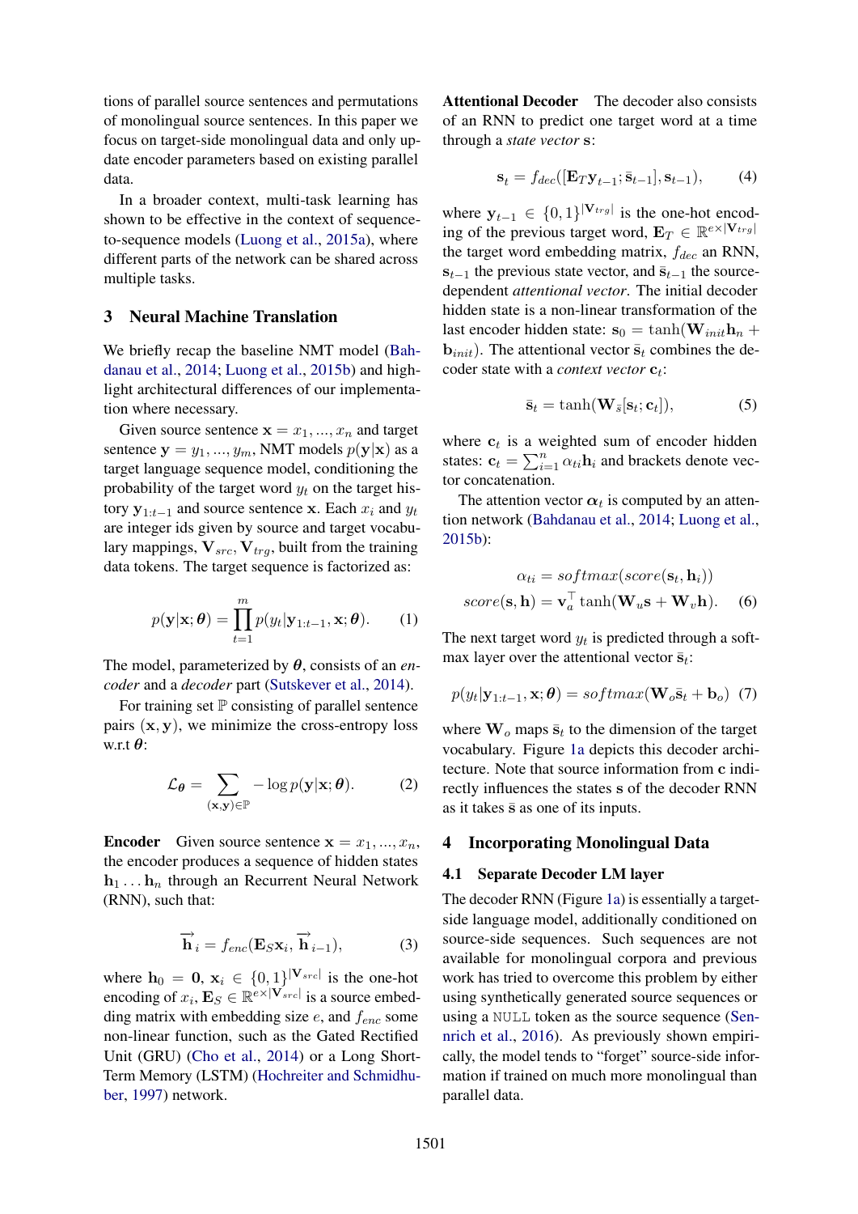tions of parallel source sentences and permutations of monolingual source sentences. In this paper we focus on target-side monolingual data and only update encoder parameters based on existing parallel data.

In a broader context, multi-task learning has shown to be effective in the context of sequence-to-sequence models (Luong et al., 2015a), where different parts of the network can be shared across multiple tasks.

## 3 Neural Machine Translation

We briefly recap the baseline NMT model (Bahdanau et al., 2014; Luong et al., 2015b) and highlight architectural differences of our implementation where necessary.

Given source sentence $\mathbf{x} = x_1, ..., x_n$ and target sentence $\mathbf{y} = y_1, ..., y_m$, NMT models $p(\mathbf{y}|\mathbf{x})$ as a target language sequence model, conditioning the probability of the target word $y_t$ on the target history $\mathbf{y}_{1:t-1}$ and source sentence $\mathbf{x}$. Each $x_i$ and $y_t$ are integer ids given by source and target vocabulary mappings, $\mathbf{V}_{src}, \mathbf{V}_{trg}$, built from the training data tokens. The target sequence is factorized as:

$$p(\mathbf{y}|\mathbf{x};\boldsymbol{\theta}) = \prod_{t=1}^{m} p(y_t|\mathbf{y}_{1:t-1}, \mathbf{x}; \boldsymbol{\theta}). \quad (1)$$

The model, parameterized by $\boldsymbol{\theta}$, consists of an *encoder* and a *decoder* part (Sutskever et al., 2014).

For training set $\mathbb{P}$ consisting of parallel sentence pairs $(\mathbf{x}, \mathbf{y})$, we minimize the cross-entropy loss w.r.t $\boldsymbol{\theta}$:

$$\mathcal{L}_{\boldsymbol{\theta}} = \sum_{(\mathbf{x},\mathbf{y})\in\mathbb{P}} -\log p(\mathbf{y}|\mathbf{x};\boldsymbol{\theta}). \quad (2)$$

**Encoder** Given source sentence $\mathbf{x} = x_1, ..., x_n$, the encoder produces a sequence of hidden states $\mathbf{h}_1 \ldots \mathbf{h}_n$ through an Recurrent Neural Network (RNN), such that:

$$\overrightarrow{\mathbf{h}}_i = f_{enc}(\mathbf{E}_S \mathbf{x}_i, \overrightarrow{\mathbf{h}}_{i-1}), \quad (3)$$

where $\mathbf{h}_0 = \mathbf{0}$, $\mathbf{x}_i \in \{0,1\}^{|\mathbf{V}_{src}|}$ is the one-hot encoding of $x_i$, $\mathbf{E}_S \in \mathbb{R}^{e\times|\mathbf{V}_{src}|}$ is a source embedding matrix with embedding size $e$, and $f_{enc}$ some non-linear function, such as the Gated Rectified Unit (GRU) (Cho et al., 2014) or a Long Short-Term Memory (LSTM) (Hochreiter and Schmidhuber, 1997) network.

**Attentional Decoder** The decoder also consists of an RNN to predict one target word at a time through a *state vector* $\mathbf{s}$:

$$\mathbf{s}_t = f_{dec}([\mathbf{E}_T \mathbf{y}_{t-1}; \bar{\mathbf{s}}_{t-1}], \mathbf{s}_{t-1}), \quad (4)$$

where $\mathbf{y}_{t-1} \in \{0,1\}^{|\mathbf{V}_{trg}|}$ is the one-hot encoding of the previous target word, $\mathbf{E}_T \in \mathbb{R}^{e\times|\mathbf{V}_{trg}|}$ the target word embedding matrix, $f_{dec}$ an RNN, $\mathbf{s}_{t-1}$ the previous state vector, and $\bar{\mathbf{s}}_{t-1}$ the source-dependent *attentional vector*. The initial decoder hidden state is a non-linear transformation of the last encoder hidden state: $\mathbf{s}_0 = \tanh(\mathbf{W}_{init}\mathbf{h}_n + \mathbf{b}_{init})$. The attentional vector $\bar{\mathbf{s}}_t$ combines the decoder state with a *context vector* $\mathbf{c}_t$:

$$\bar{\mathbf{s}}_t = \tanh(\mathbf{W}_{\bar{s}}[\mathbf{s}_t; \mathbf{c}_t]), \quad (5)$$

where $\mathbf{c}_t$ is a weighted sum of encoder hidden states: $\mathbf{c}_t = \sum_{i=1}^{n} \alpha_{ti}\mathbf{h}_i$ and brackets denote vector concatenation.

The attention vector $\boldsymbol{\alpha}_t$ is computed by an attention network (Bahdanau et al., 2014; Luong et al., 2015b):

$$\begin{aligned} \alpha_{ti} &= softmax(score(\mathbf{s}_t, \mathbf{h}_i)) \\ score(\mathbf{s}, \mathbf{h}) &= \mathbf{v}_a^\top \tanh(\mathbf{W}_u \mathbf{s} + \mathbf{W}_v \mathbf{h}). \end{aligned} \quad (6)$$

The next target word $y_t$ is predicted through a softmax layer over the attentional vector $\bar{\mathbf{s}}_t$:

$$p(y_t|\mathbf{y}_{1:t-1}, \mathbf{x}; \boldsymbol{\theta}) = softmax(\mathbf{W}_o \bar{\mathbf{s}}_t + \mathbf{b}_o) \quad (7)$$

where $\mathbf{W}_o$ maps $\bar{\mathbf{s}}_t$ to the dimension of the target vocabulary. Figure 1a depicts this decoder architecture. Note that source information from $\mathbf{c}$ indirectly influences the states $\mathbf{s}$ of the decoder RNN as it takes $\bar{\mathbf{s}}$ as one of its inputs.

## 4 Incorporating Monolingual Data

### 4.1 Separate Decoder LM layer

The decoder RNN (Figure 1a) is essentially a target-side language model, additionally conditioned on source-side sequences. Such sequences are not available for monolingual corpora and previous work has tried to overcome this problem by either using synthetically generated source sequences or using a `NULL` token as the source sequence (Sennrich et al., 2016). As previously shown empirically, the model tends to "forget" source-side information if trained on much more monolingual than parallel data.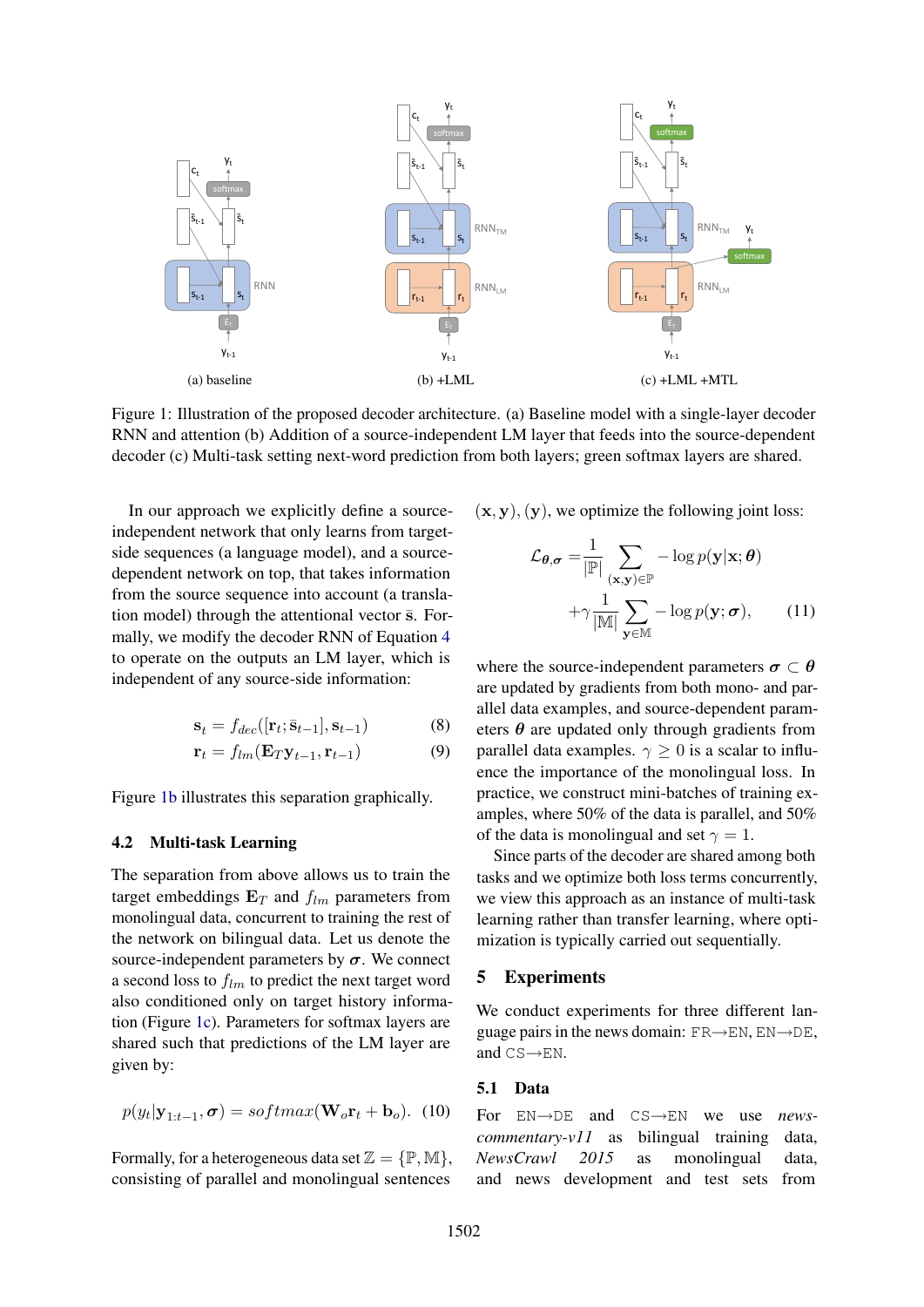(a) baseline

(b) +LML

(c) +LML +MTL

Figure 1: Illustration of the proposed decoder architecture. (a) Baseline model with a single-layer decoder RNN and attention (b) Addition of a source-independent LM layer that feeds into the source-dependent decoder (c) Multi-task setting next-word prediction from both layers; green softmax layers are shared.

In our approach we explicitly define a source-independent network that only learns from target-side sequences (a language model), and a source-dependent network on top, that takes information from the source sequence into account (a translation model) through the attentional vector $\bar{\mathbf{s}}$. Formally, we modify the decoder RNN of Equation 4 to operate on the outputs an LM layer, which is independent of any source-side information:

$$\mathbf{s}_t = f_{dec}([\mathbf{r}_t; \bar{\mathbf{s}}_{t-1}], \mathbf{s}_{t-1}) \tag{8}$$

$$\mathbf{r}_t = f_{lm}(\mathbf{E}_T \mathbf{y}_{t-1}, \mathbf{r}_{t-1}) \tag{9}$$

Figure 1b illustrates this separation graphically.

## 4.2 Multi-task Learning

The separation from above allows us to train the target embeddings $\mathbf{E}_T$ and $f_{lm}$ parameters from monolingual data, concurrent to training the rest of the network on bilingual data. Let us denote the source-independent parameters by $\boldsymbol{\sigma}$. We connect a second loss to $f_{lm}$ to predict the next target word also conditioned only on target history information (Figure 1c). Parameters for softmax layers are shared such that predictions of the LM layer are given by:

$$p(y_t|\mathbf{y}_{1:t-1}, \boldsymbol{\sigma}) = softmax(\mathbf{W}_o \mathbf{r}_t + \mathbf{b}_o). \tag{10}$$

Formally, for a heterogeneous data set $\mathbb{Z} = \{\mathbb{P}, \mathbb{M}\}$, consisting of parallel and monolingual sentences $(\mathbf{x}, \mathbf{y}), (\mathbf{y})$, we optimize the following joint loss:

$$\mathcal{L}_{\boldsymbol{\theta},\boldsymbol{\sigma}} = \frac{1}{|\mathbb{P}|} \sum_{(\mathbf{x},\mathbf{y}) \in \mathbb{P}} -\log p(\mathbf{y}|\mathbf{x}; \boldsymbol{\theta}) + \gamma \frac{1}{|\mathbb{M}|} \sum_{\mathbf{y} \in \mathbb{M}} -\log p(\mathbf{y}; \boldsymbol{\sigma}), \tag{11}$$

where the source-independent parameters $\boldsymbol{\sigma} \subset \boldsymbol{\theta}$ are updated by gradients from both mono- and parallel data examples, and source-dependent parameters $\boldsymbol{\theta}$ are updated only through gradients from parallel data examples. $\gamma \geq 0$ is a scalar to influence the importance of the monolingual loss. In practice, we construct mini-batches of training examples, where 50% of the data is parallel, and 50% of the data is monolingual and set $\gamma = 1$.

Since parts of the decoder are shared among both tasks and we optimize both loss terms concurrently, we view this approach as an instance of multi-task learning rather than transfer learning, where optimization is typically carried out sequentially.

# 5 Experiments

We conduct experiments for three different language pairs in the news domain: FR→EN, EN→DE, and CS→EN.

## 5.1 Data

For EN→DE and CS→EN we use *news-commentary-v11* as bilingual training data, *NewsCrawl 2015* as monolingual data, and news development and test sets from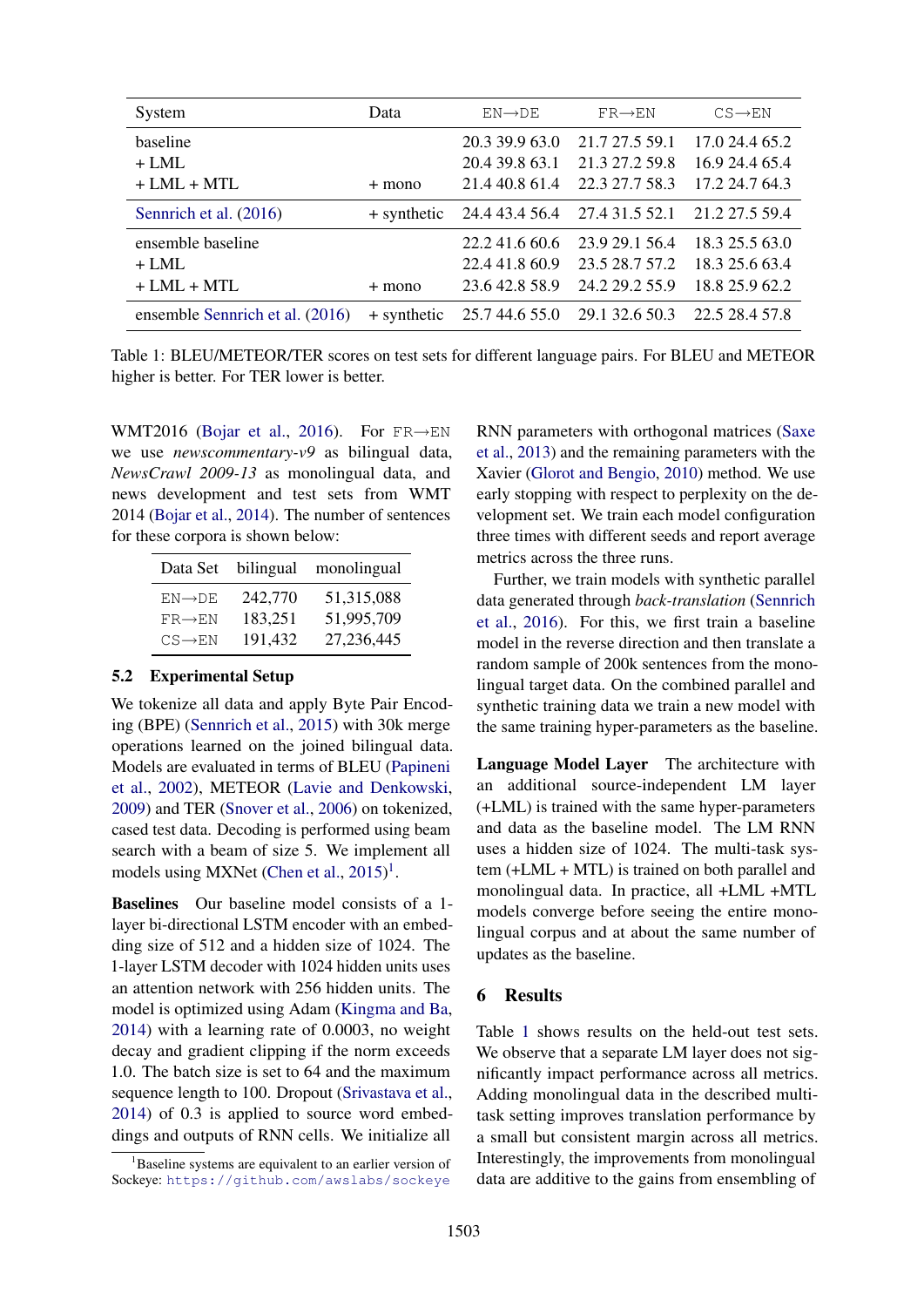| System | Data | EN→DE | FR→EN | CS→EN |
|---|---|---|---|---|
| baseline | | 20.3 39.9 63.0 | 21.7 27.5 59.1 | 17.0 24.4 65.2 |
| + LML | | 20.4 39.8 63.1 | 21.3 27.2 59.8 | 16.9 24.4 65.4 |
| + LML + MTL | + mono | 21.4 40.8 61.4 | 22.3 27.7 58.3 | 17.2 24.7 64.3 |
| Sennrich et al. (2016) | + synthetic | 24.4 43.4 56.4 | 27.4 31.5 52.1 | 21.2 27.5 59.4 |
| ensemble baseline | | 22.2 41.6 60.6 | 23.9 29.1 56.4 | 18.3 25.5 63.0 |
| + LML | | 22.4 41.8 60.9 | 23.5 28.7 57.2 | 18.3 25.6 63.4 |
| + LML + MTL | + mono | 23.6 42.8 58.9 | 24.2 29.2 55.9 | 18.8 25.9 62.2 |
| ensemble Sennrich et al. (2016) | + synthetic | 25.7 44.6 55.0 | 29.1 32.6 50.3 | 22.5 28.4 57.8 |

Table 1: BLEU/METEOR/TER scores on test sets for different language pairs. For BLEU and METEOR higher is better. For TER lower is better.

WMT2016 (Bojar et al., 2016). For FR→EN we use *newscommentary-v9* as bilingual data, *NewsCrawl 2009-13* as monolingual data, and news development and test sets from WMT 2014 (Bojar et al., 2014). The number of sentences for these corpora is shown below:

| Data Set | bilingual | monolingual |
|---|---|---|
| EN→DE | 242,770 | 51,315,088 |
| FR→EN | 183,251 | 51,995,709 |
| CS→EN | 191,432 | 27,236,445 |

### 5.2 Experimental Setup

We tokenize all data and apply Byte Pair Encoding (BPE) (Sennrich et al., 2015) with 30k merge operations learned on the joined bilingual data. Models are evaluated in terms of BLEU (Papineni et al., 2002), METEOR (Lavie and Denkowski, 2009) and TER (Snover et al., 2006) on tokenized, cased test data. Decoding is performed using beam search with a beam of size 5. We implement all models using MXNet (Chen et al., 2015)[1].

**Baselines** Our baseline model consists of a 1-layer bi-directional LSTM encoder with an embedding size of 512 and a hidden size of 1024. The 1-layer LSTM decoder with 1024 hidden units uses an attention network with 256 hidden units. The model is optimized using Adam (Kingma and Ba, 2014) with a learning rate of 0.0003, no weight decay and gradient clipping if the norm exceeds 1.0. The batch size is set to 64 and the maximum sequence length to 100. Dropout (Srivastava et al., 2014) of 0.3 is applied to source word embeddings and outputs of RNN cells. We initialize all RNN parameters with orthogonal matrices (Saxe et al., 2013) and the remaining parameters with the Xavier (Glorot and Bengio, 2010) method. We use early stopping with respect to perplexity on the development set. We train each model configuration three times with different seeds and report average metrics across the three runs.

Further, we train models with synthetic parallel data generated through *back-translation* (Sennrich et al., 2016). For this, we first train a baseline model in the reverse direction and then translate a random sample of 200k sentences from the monolingual target data. On the combined parallel and synthetic training data we train a new model with the same training hyper-parameters as the baseline.

**Language Model Layer** The architecture with an additional source-independent LM layer (+LML) is trained with the same hyper-parameters and data as the baseline model. The LM RNN uses a hidden size of 1024. The multi-task system (+LML + MTL) is trained on both parallel and monolingual data. In practice, all +LML +MTL models converge before seeing the entire monolingual corpus and at about the same number of updates as the baseline.

## 6 Results

Table 1 shows results on the held-out test sets. We observe that a separate LM layer does not significantly impact performance across all metrics. Adding monolingual data in the described multi-task setting improves translation performance by a small but consistent margin across all metrics. Interestingly, the improvements from monolingual data are additive to the gains from ensembling of

[1] Baseline systems are equivalent to an earlier version of Sockeye: https://github.com/awslabs/sockeye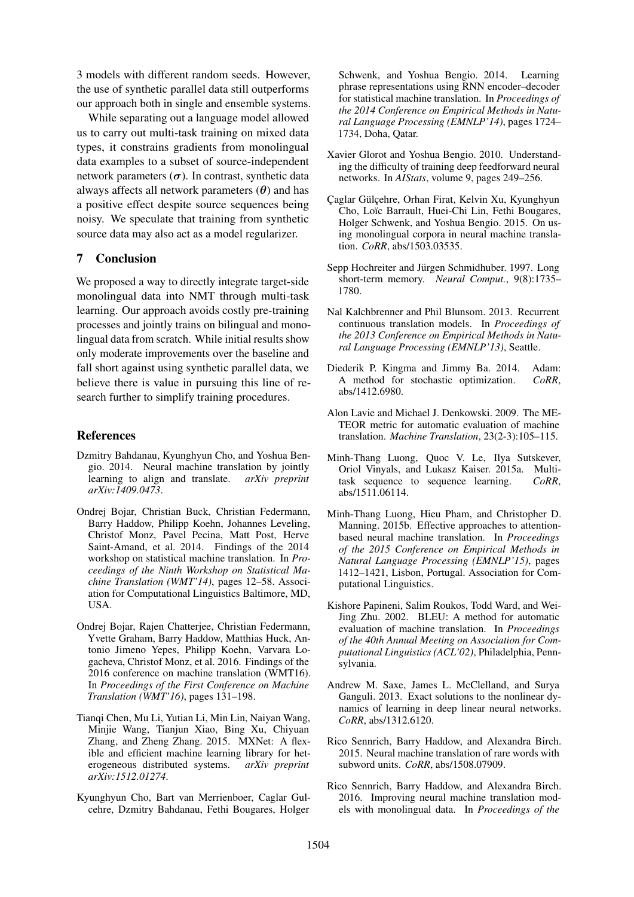3 models with different random seeds. However, the use of synthetic parallel data still outperforms our approach both in single and ensemble systems.

While separating out a language model allowed us to carry out multi-task training on mixed data types, it constrains gradients from monolingual data examples to a subset of source-independent network parameters ($\boldsymbol{\sigma}$). In contrast, synthetic data always affects all network parameters ($\boldsymbol{\theta}$) and has a positive effect despite source sequences being noisy. We speculate that training from synthetic source data may also act as a model regularizer.

## 7 Conclusion

We proposed a way to directly integrate target-side monolingual data into NMT through multi-task learning. Our approach avoids costly pre-training processes and jointly trains on bilingual and monolingual data from scratch. While initial results show only moderate improvements over the baseline and fall short against using synthetic parallel data, we believe there is value in pursuing this line of research further to simplify training procedures.

## References

Dzmitry Bahdanau, Kyunghyun Cho, and Yoshua Bengio. 2014. Neural machine translation by jointly learning to align and translate. *arXiv preprint arXiv:1409.0473*.

Ondrej Bojar, Christian Buck, Christian Federmann, Barry Haddow, Philipp Koehn, Johannes Leveling, Christof Monz, Pavel Pecina, Matt Post, Herve Saint-Amand, et al. 2014. Findings of the 2014 workshop on statistical machine translation. In *Proceedings of the Ninth Workshop on Statistical Machine Translation (WMT'14)*, pages 12–58. Association for Computational Linguistics Baltimore, MD, USA.

Ondrej Bojar, Rajen Chatterjee, Christian Federmann, Yvette Graham, Barry Haddow, Matthias Huck, Antonio Jimeno Yepes, Philipp Koehn, Varvara Logacheva, Christof Monz, et al. 2016. Findings of the 2016 conference on machine translation (WMT16). In *Proceedings of the First Conference on Machine Translation (WMT'16)*, pages 131–198.

Tianqi Chen, Mu Li, Yutian Li, Min Lin, Naiyan Wang, Minjie Wang, Tianjun Xiao, Bing Xu, Chiyuan Zhang, and Zheng Zhang. 2015. MXNet: A flexible and efficient machine learning library for heterogeneous distributed systems. *arXiv preprint arXiv:1512.01274*.

Kyunghyun Cho, Bart van Merrienboer, Caglar Gulcehre, Dzmitry Bahdanau, Fethi Bougares, Holger Schwenk, and Yoshua Bengio. 2014. Learning phrase representations using RNN encoder–decoder for statistical machine translation. In *Proceedings of the 2014 Conference on Empirical Methods in Natural Language Processing (EMNLP'14)*, pages 1724–1734, Doha, Qatar.

Xavier Glorot and Yoshua Bengio. 2010. Understanding the difficulty of training deep feedforward neural networks. In *AIStats*, volume 9, pages 249–256.

Çaglar Gülçehre, Orhan Firat, Kelvin Xu, Kyunghyun Cho, Loïc Barrault, Huei-Chi Lin, Fethi Bougares, Holger Schwenk, and Yoshua Bengio. 2015. On using monolingual corpora in neural machine translation. *CoRR*, abs/1503.03535.

Sepp Hochreiter and Jürgen Schmidhuber. 1997. Long short-term memory. *Neural Comput.*, 9(8):1735–1780.

Nal Kalchbrenner and Phil Blunsom. 2013. Recurrent continuous translation models. In *Proceedings of the 2013 Conference on Empirical Methods in Natural Language Processing (EMNLP'13)*, Seattle.

Diederik P. Kingma and Jimmy Ba. 2014. Adam: A method for stochastic optimization. *CoRR*, abs/1412.6980.

Alon Lavie and Michael J. Denkowski. 2009. The METEOR metric for automatic evaluation of machine translation. *Machine Translation*, 23(2-3):105–115.

Minh-Thang Luong, Quoc V. Le, Ilya Sutskever, Oriol Vinyals, and Lukasz Kaiser. 2015a. Multi-task sequence to sequence learning. *CoRR*, abs/1511.06114.

Minh-Thang Luong, Hieu Pham, and Christopher D. Manning. 2015b. Effective approaches to attention-based neural machine translation. In *Proceedings of the 2015 Conference on Empirical Methods in Natural Language Processing (EMNLP'15)*, pages 1412–1421, Lisbon, Portugal. Association for Computational Linguistics.

Kishore Papineni, Salim Roukos, Todd Ward, and Wei-Jing Zhu. 2002. BLEU: A method for automatic evaluation of machine translation. In *Proceedings of the 40th Annual Meeting on Association for Computational Linguistics (ACL'02)*, Philadelphia, Pennsylvania.

Andrew M. Saxe, James L. McClelland, and Surya Ganguli. 2013. Exact solutions to the nonlinear dynamics of learning in deep linear neural networks. *CoRR*, abs/1312.6120.

Rico Sennrich, Barry Haddow, and Alexandra Birch. 2015. Neural machine translation of rare words with subword units. *CoRR*, abs/1508.07909.

Rico Sennrich, Barry Haddow, and Alexandra Birch. 2016. Improving neural machine translation models with monolingual data. In *Proceedings of the*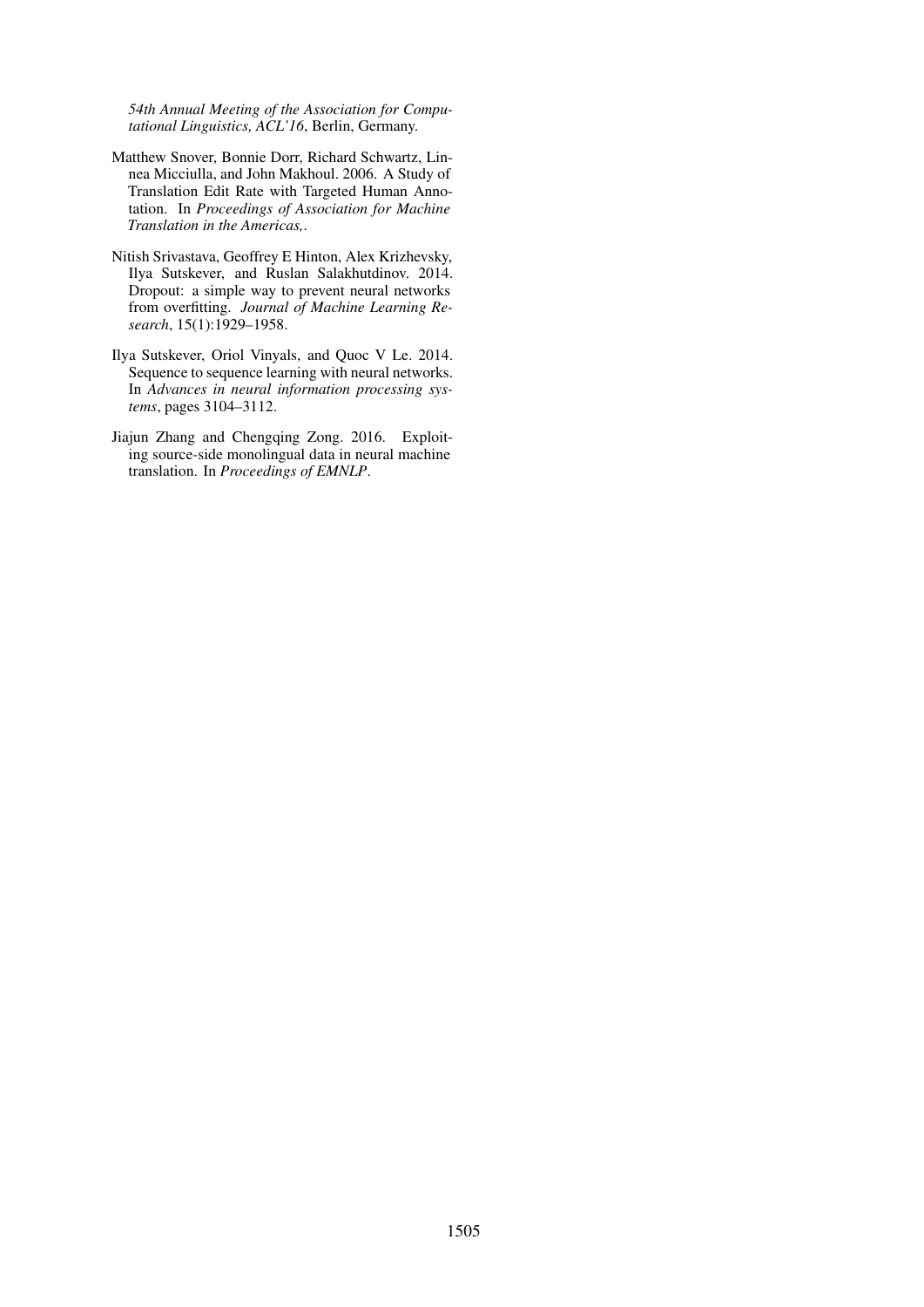*54th Annual Meeting of the Association for Computational Linguistics, ACL'16*, Berlin, Germany.

Matthew Snover, Bonnie Dorr, Richard Schwartz, Linnea Micciulla, and John Makhoul. 2006. A Study of Translation Edit Rate with Targeted Human Annotation. In *Proceedings of Association for Machine Translation in the Americas,*.

Nitish Srivastava, Geoffrey E Hinton, Alex Krizhevsky, Ilya Sutskever, and Ruslan Salakhutdinov. 2014. Dropout: a simple way to prevent neural networks from overfitting. *Journal of Machine Learning Research*, 15(1):1929–1958.

Ilya Sutskever, Oriol Vinyals, and Quoc V Le. 2014. Sequence to sequence learning with neural networks. In *Advances in neural information processing systems*, pages 3104–3112.

Jiajun Zhang and Chengqing Zong. 2016. Exploiting source-side monolingual data in neural machine translation. In *Proceedings of EMNLP*.